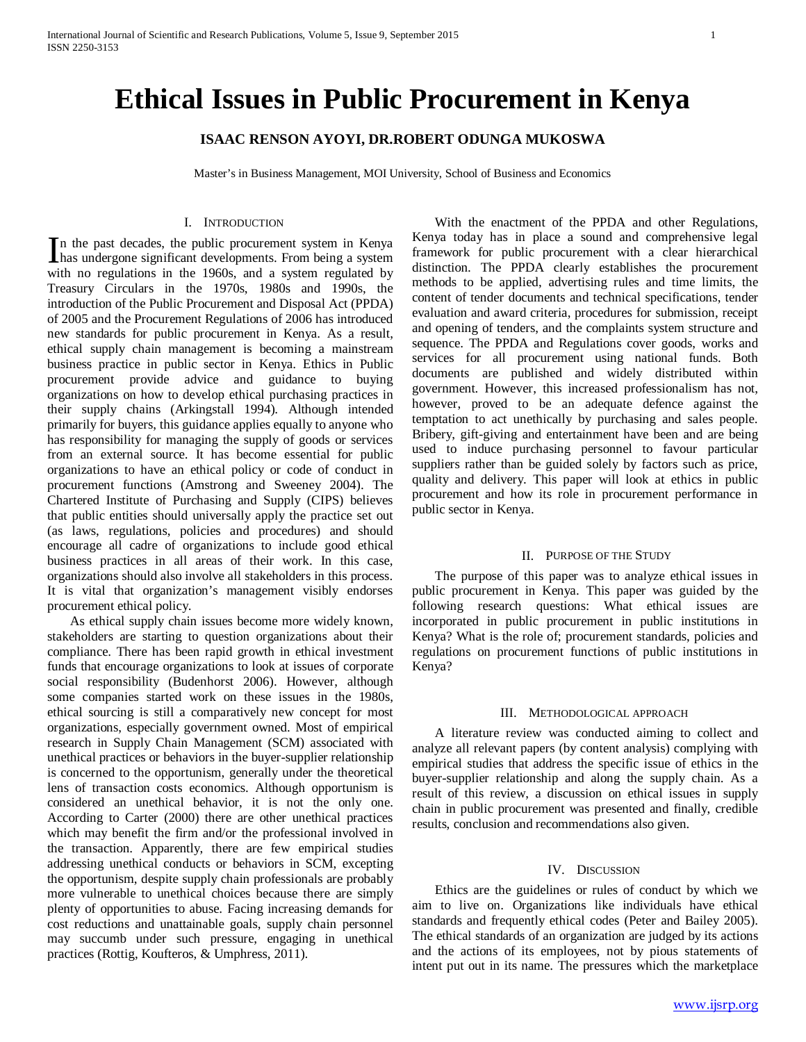# Ethical Issues in Public Procurement in Kenya

**ISAAC RENSON AYOYI, DR.ROBERT ODUNGA MUKOSWA**

Master's in Business Management, MOI University, School of Business and Economics

## I. Introduction

In the past decades, the public procurement system in Kenya has undergone significant developments. From being a system with no regulations in the 1960s, and a system regulated by Treasury Circulars in the 1970s, 1980s and 1990s, the introduction of the Public Procurement and Disposal Act (PPDA) of 2005 and the Procurement Regulations of 2006 has introduced new standards for public procurement in Kenya. As a result, ethical supply chain management is becoming a mainstream business practice in public sector in Kenya. Ethics in Public procurement provide advice and guidance to buying organizations on how to develop ethical purchasing practices in their supply chains (Arkingstall 1994). Although intended primarily for buyers, this guidance applies equally to anyone who has responsibility for managing the supply of goods or services from an external source. It has become essential for public organizations to have an ethical policy or code of conduct in procurement functions (Amstrong and Sweeney 2004). The Chartered Institute of Purchasing and Supply (CIPS) believes that public entities should universally apply the practice set out (as laws, regulations, policies and procedures) and should encourage all cadre of organizations to include good ethical business practices in all areas of their work. In this case, organizations should also involve all stakeholders in this process. It is vital that organization's management visibly endorses procurement ethical policy.

As ethical supply chain issues become more widely known, stakeholders are starting to question organizations about their compliance. There has been rapid growth in ethical investment funds that encourage organizations to look at issues of corporate social responsibility (Budenhorst 2006). However, although some companies started work on these issues in the 1980s, ethical sourcing is still a comparatively new concept for most organizations, especially government owned. Most of empirical research in Supply Chain Management (SCM) associated with unethical practices or behaviors in the buyer-supplier relationship is concerned to the opportunism, generally under the theoretical lens of transaction costs economics. Although opportunism is considered an unethical behavior, it is not the only one. According to Carter (2000) there are other unethical practices which may benefit the firm and/or the professional involved in the transaction. Apparently, there are few empirical studies addressing unethical conducts or behaviors in SCM, excepting the opportunism, despite supply chain professionals are probably more vulnerable to unethical choices because there are simply plenty of opportunities to abuse. Facing increasing demands for cost reductions and unattainable goals, supply chain personnel may succumb under such pressure, engaging in unethical practices (Rottig, Koufteros, & Umphress, 2011).

With the enactment of the PPDA and other Regulations, Kenya today has in place a sound and comprehensive legal framework for public procurement with a clear hierarchical distinction. The PPDA clearly establishes the procurement methods to be applied, advertising rules and time limits, the content of tender documents and technical specifications, tender evaluation and award criteria, procedures for submission, receipt and opening of tenders, and the complaints system structure and sequence. The PPDA and Regulations cover goods, works and services for all procurement using national funds. Both documents are published and widely distributed within government. However, this increased professionalism has not, however, proved to be an adequate defence against the temptation to act unethically by purchasing and sales people. Bribery, gift-giving and entertainment have been and are being used to induce purchasing personnel to favour particular suppliers rather than be guided solely by factors such as price, quality and delivery. This paper will look at ethics in public procurement and how its role in procurement performance in public sector in Kenya.

## II. Purpose of the Study

The purpose of this paper was to analyze ethical issues in public procurement in Kenya. This paper was guided by the following research questions: What ethical issues are incorporated in public procurement in public institutions in Kenya? What is the role of; procurement standards, policies and regulations on procurement functions of public institutions in Kenya?

## III. Methodological approach

A literature review was conducted aiming to collect and analyze all relevant papers (by content analysis) complying with empirical studies that address the specific issue of ethics in the buyer-supplier relationship and along the supply chain. As a result of this review, a discussion on ethical issues in supply chain in public procurement was presented and finally, credible results, conclusion and recommendations also given.

## IV. Discussion

Ethics are the guidelines or rules of conduct by which we aim to live on. Organizations like individuals have ethical standards and frequently ethical codes (Peter and Bailey 2005). The ethical standards of an organization are judged by its actions and the actions of its employees, not by pious statements of intent put out in its name. The pressures which the marketplace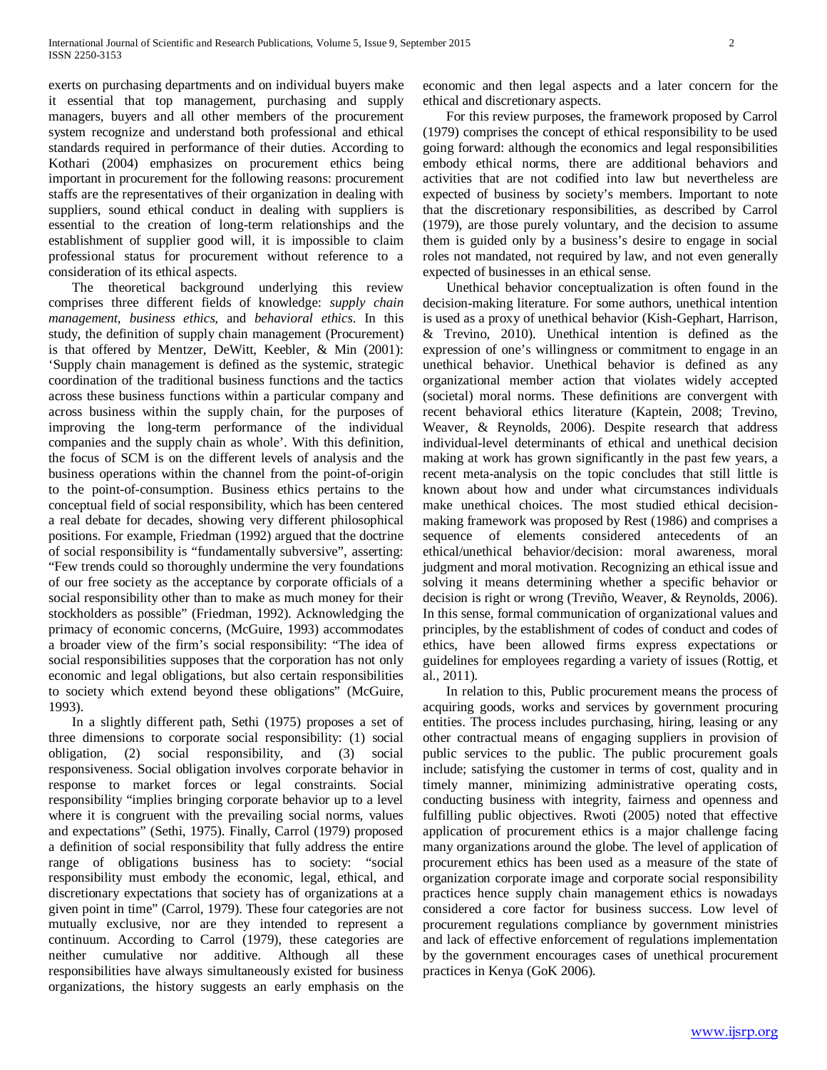exerts on purchasing departments and on individual buyers make it essential that top management, purchasing and supply managers, buyers and all other members of the procurement system recognize and understand both professional and ethical standards required in performance of their duties. According to Kothari (2004) emphasizes on procurement ethics being important in procurement for the following reasons: procurement staffs are the representatives of their organization in dealing with suppliers, sound ethical conduct in dealing with suppliers is essential to the creation of long-term relationships and the establishment of supplier good will, it is impossible to claim professional status for procurement without reference to a consideration of its ethical aspects.

The theoretical background underlying this review comprises three different fields of knowledge: *supply chain management*, *business ethics*, and *behavioral ethics*. In this study, the definition of supply chain management (Procurement) is that offered by Mentzer, DeWitt, Keebler, & Min (2001): 'Supply chain management is defined as the systemic, strategic coordination of the traditional business functions and the tactics across these business functions within a particular company and across business within the supply chain, for the purposes of improving the long-term performance of the individual companies and the supply chain as whole'. With this definition, the focus of SCM is on the different levels of analysis and the business operations within the channel from the point-of-origin to the point-of-consumption. Business ethics pertains to the conceptual field of social responsibility, which has been centered a real debate for decades, showing very different philosophical positions. For example, Friedman (1992) argued that the doctrine of social responsibility is "fundamentally subversive", asserting: "Few trends could so thoroughly undermine the very foundations of our free society as the acceptance by corporate officials of a social responsibility other than to make as much money for their stockholders as possible" (Friedman, 1992). Acknowledging the primacy of economic concerns, (McGuire, 1993) accommodates a broader view of the firm's social responsibility: "The idea of social responsibilities supposes that the corporation has not only economic and legal obligations, but also certain responsibilities to society which extend beyond these obligations" (McGuire, 1993).

In a slightly different path, Sethi (1975) proposes a set of three dimensions to corporate social responsibility: (1) social obligation, (2) social responsibility, and (3) social responsiveness. Social obligation involves corporate behavior in response to market forces or legal constraints. Social responsibility "implies bringing corporate behavior up to a level where it is congruent with the prevailing social norms, values and expectations" (Sethi, 1975). Finally, Carrol (1979) proposed a definition of social responsibility that fully address the entire range of obligations business has to society: "social responsibility must embody the economic, legal, ethical, and discretionary expectations that society has of organizations at a given point in time" (Carrol, 1979). These four categories are not mutually exclusive, nor are they intended to represent a continuum. According to Carrol (1979), these categories are neither cumulative nor additive. Although all these responsibilities have always simultaneously existed for business organizations, the history suggests an early emphasis on the economic and then legal aspects and a later concern for the ethical and discretionary aspects.

For this review purposes, the framework proposed by Carrol (1979) comprises the concept of ethical responsibility to be used going forward: although the economics and legal responsibilities embody ethical norms, there are additional behaviors and activities that are not codified into law but nevertheless are expected of business by society's members. Important to note that the discretionary responsibilities, as described by Carrol (1979), are those purely voluntary, and the decision to assume them is guided only by a business's desire to engage in social roles not mandated, not required by law, and not even generally expected of businesses in an ethical sense.

Unethical behavior conceptualization is often found in the decision-making literature. For some authors, unethical intention is used as a proxy of unethical behavior (Kish-Gephart, Harrison, & Trevino, 2010). Unethical intention is defined as the expression of one's willingness or commitment to engage in an unethical behavior. Unethical behavior is defined as any organizational member action that violates widely accepted (societal) moral norms. These definitions are convergent with recent behavioral ethics literature (Kaptein, 2008; Trevino, Weaver, & Reynolds, 2006). Despite research that address individual-level determinants of ethical and unethical decision making at work has grown significantly in the past few years, a recent meta-analysis on the topic concludes that still little is known about how and under what circumstances individuals make unethical choices. The most studied ethical decision-making framework was proposed by Rest (1986) and comprises a sequence of elements considered antecedents of an ethical/unethical behavior/decision: moral awareness, moral judgment and moral motivation. Recognizing an ethical issue and solving it means determining whether a specific behavior or decision is right or wrong (Treviño, Weaver, & Reynolds, 2006). In this sense, formal communication of organizational values and principles, by the establishment of codes of conduct and codes of ethics, have been allowed firms express expectations or guidelines for employees regarding a variety of issues (Rottig, et al., 2011).

In relation to this, Public procurement means the process of acquiring goods, works and services by government procuring entities. The process includes purchasing, hiring, leasing or any other contractual means of engaging suppliers in provision of public services to the public. The public procurement goals include; satisfying the customer in terms of cost, quality and in timely manner, minimizing administrative operating costs, conducting business with integrity, fairness and openness and fulfilling public objectives. Rwoti (2005) noted that effective application of procurement ethics is a major challenge facing many organizations around the globe. The level of application of procurement ethics has been used as a measure of the state of organization corporate image and corporate social responsibility practices hence supply chain management ethics is nowadays considered a core factor for business success. Low level of procurement regulations compliance by government ministries and lack of effective enforcement of regulations implementation by the government encourages cases of unethical procurement practices in Kenya (GoK 2006).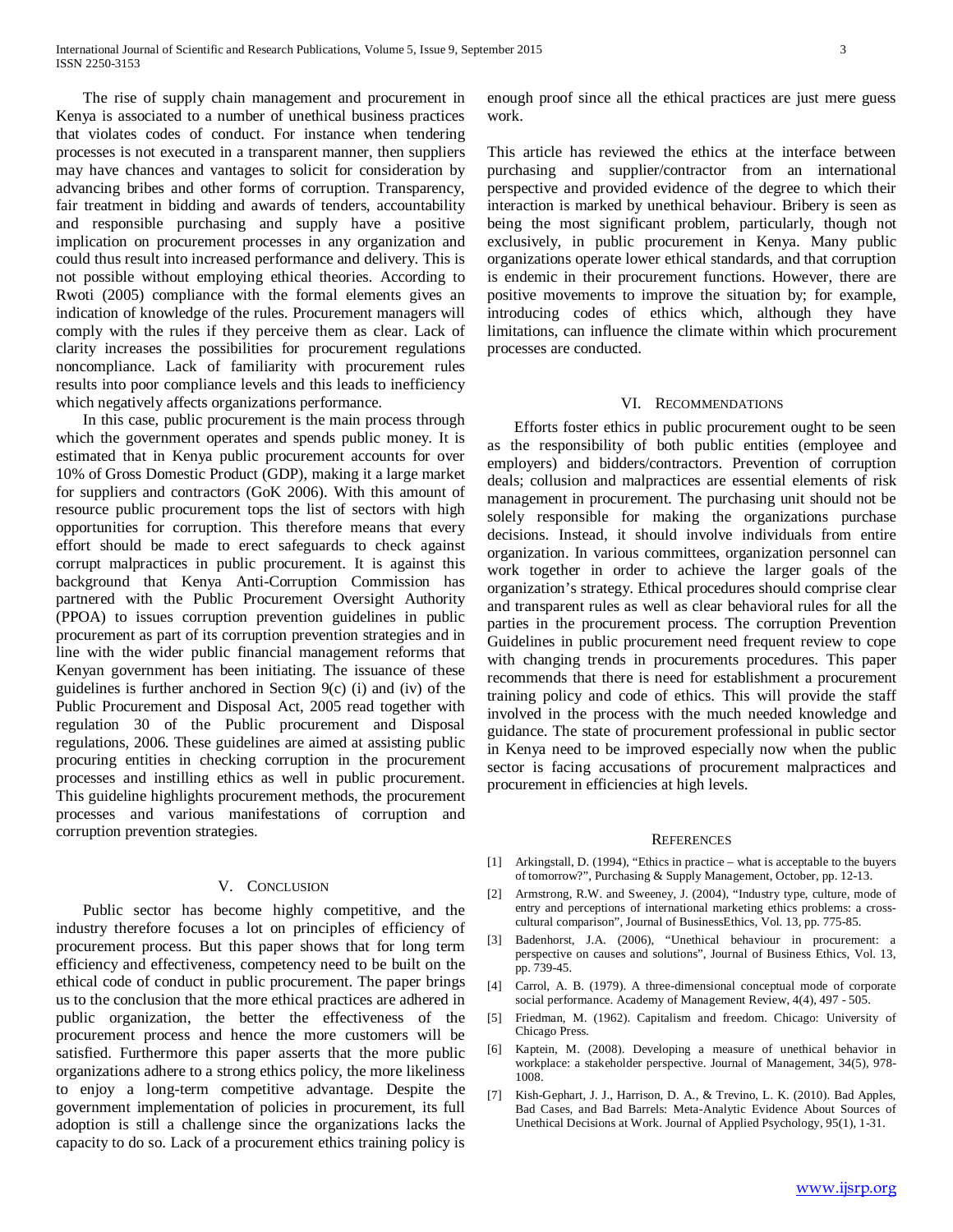The rise of supply chain management and procurement in Kenya is associated to a number of unethical business practices that violates codes of conduct. For instance when tendering processes is not executed in a transparent manner, then suppliers may have chances and vantages to solicit for consideration by advancing bribes and other forms of corruption. Transparency, fair treatment in bidding and awards of tenders, accountability and responsible purchasing and supply have a positive implication on procurement processes in any organization and could thus result into increased performance and delivery. This is not possible without employing ethical theories. According to Rwoti (2005) compliance with the formal elements gives an indication of knowledge of the rules. Procurement managers will comply with the rules if they perceive them as clear. Lack of clarity increases the possibilities for procurement regulations noncompliance. Lack of familiarity with procurement rules results into poor compliance levels and this leads to inefficiency which negatively affects organizations performance.

In this case, public procurement is the main process through which the government operates and spends public money. It is estimated that in Kenya public procurement accounts for over 10% of Gross Domestic Product (GDP), making it a large market for suppliers and contractors (GoK 2006). With this amount of resource public procurement tops the list of sectors with high opportunities for corruption. This therefore means that every effort should be made to erect safeguards to check against corrupt malpractices in public procurement. It is against this background that Kenya Anti-Corruption Commission has partnered with the Public Procurement Oversight Authority (PPOA) to issues corruption prevention guidelines in public procurement as part of its corruption prevention strategies and in line with the wider public financial management reforms that Kenyan government has been initiating. The issuance of these guidelines is further anchored in Section 9(c) (i) and (iv) of the Public Procurement and Disposal Act, 2005 read together with regulation 30 of the Public procurement and Disposal regulations, 2006. These guidelines are aimed at assisting public procuring entities in checking corruption in the procurement processes and instilling ethics as well in public procurement. This guideline highlights procurement methods, the procurement processes and various manifestations of corruption and corruption prevention strategies.

## V. Conclusion

Public sector has become highly competitive, and the industry therefore focuses a lot on principles of efficiency of procurement process. But this paper shows that for long term efficiency and effectiveness, competency need to be built on the ethical code of conduct in public procurement. The paper brings us to the conclusion that the more ethical practices are adhered in public organization, the better the effectiveness of the procurement process and hence the more customers will be satisfied. Furthermore this paper asserts that the more public organizations adhere to a strong ethics policy, the more likeliness to enjoy a long-term competitive advantage. Despite the government implementation of policies in procurement, its full adoption is still a challenge since the organizations lacks the capacity to do so. Lack of a procurement ethics training policy is enough proof since all the ethical practices are just mere guess work.

This article has reviewed the ethics at the interface between purchasing and supplier/contractor from an international perspective and provided evidence of the degree to which their interaction is marked by unethical behaviour. Bribery is seen as being the most significant problem, particularly, though not exclusively, in public procurement in Kenya. Many public organizations operate lower ethical standards, and that corruption is endemic in their procurement functions. However, there are positive movements to improve the situation by; for example, introducing codes of ethics which, although they have limitations, can influence the climate within which procurement processes are conducted.

## VI. Recommendations

Efforts foster ethics in public procurement ought to be seen as the responsibility of both public entities (employee and employers) and bidders/contractors. Prevention of corruption deals; collusion and malpractices are essential elements of risk management in procurement. The purchasing unit should not be solely responsible for making the organizations purchase decisions. Instead, it should involve individuals from entire organization. In various committees, organization personnel can work together in order to achieve the larger goals of the organization's strategy. Ethical procedures should comprise clear and transparent rules as well as clear behavioral rules for all the parties in the procurement process. The corruption Prevention Guidelines in public procurement need frequent review to cope with changing trends in procurements procedures. This paper recommends that there is need for establishment a procurement training policy and code of ethics. This will provide the staff involved in the process with the much needed knowledge and guidance. The state of procurement professional in public sector in Kenya need to be improved especially now when the public sector is facing accusations of procurement malpractices and procurement in efficiencies at high levels.

## References

[1] Arkingstall, D. (1994), "Ethics in practice – what is acceptable to the buyers of tomorrow?", Purchasing & Supply Management, October, pp. 12-13.

[2] Armstrong, R.W. and Sweeney, J. (2004), "Industry type, culture, mode of entry and perceptions of international marketing ethics problems: a cross-cultural comparison", Journal of BusinessEthics, Vol. 13, pp. 775-85.

[3] Badenhorst, J.A. (2006), "Unethical behaviour in procurement: a perspective on causes and solutions", Journal of Business Ethics, Vol. 13, pp. 739-45.

[4] Carrol, A. B. (1979). A three-dimensional conceptual mode of corporate social performance. Academy of Management Review, 4(4), 497 - 505.

[5] Friedman, M. (1962). Capitalism and freedom. Chicago: University of Chicago Press.

[6] Kaptein, M. (2008). Developing a measure of unethical behavior in workplace: a stakeholder perspective. Journal of Management, 34(5), 978-1008.

[7] Kish-Gephart, J. J., Harrison, D. A., & Trevino, L. K. (2010). Bad Apples, Bad Cases, and Bad Barrels: Meta-Analytic Evidence About Sources of Unethical Decisions at Work. Journal of Applied Psychology, 95(1), 1-31.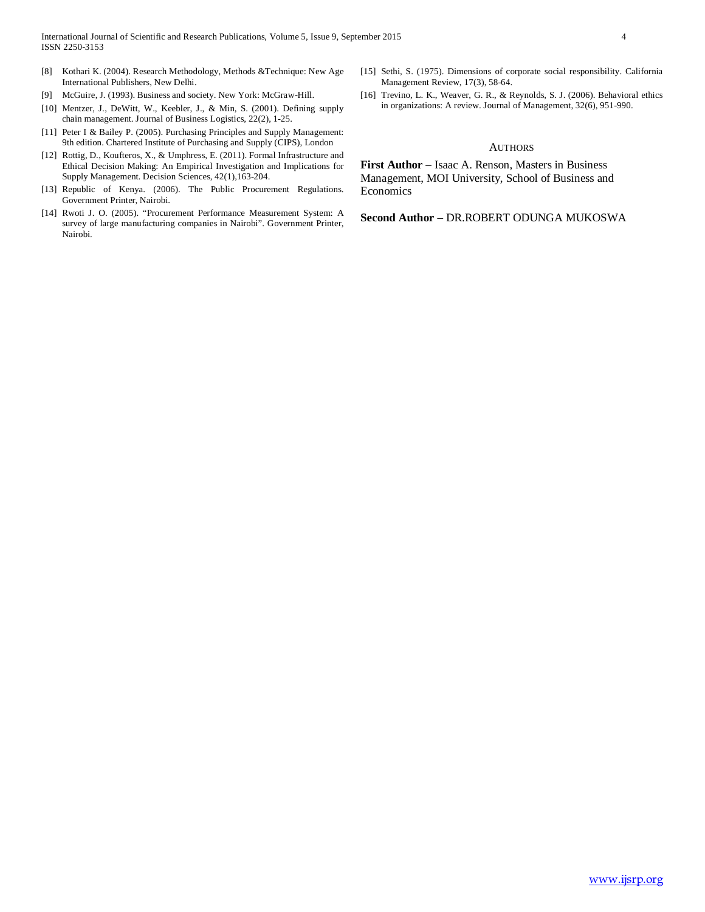[8] Kothari K. (2004). Research Methodology, Methods &Technique: New Age International Publishers, New Delhi.

[9] McGuire, J. (1993). Business and society. New York: McGraw-Hill.

[10] Mentzer, J., DeWitt, W., Keebler, J., & Min, S. (2001). Defining supply chain management. Journal of Business Logistics, 22(2), 1-25.

[11] Peter I & Bailey P. (2005). Purchasing Principles and Supply Management: 9th edition. Chartered Institute of Purchasing and Supply (CIPS), London

[12] Rottig, D., Koufteros, X., & Umphress, E. (2011). Formal Infrastructure and Ethical Decision Making: An Empirical Investigation and Implications for Supply Management. Decision Sciences, 42(1),163-204.

[13] Republic of Kenya. (2006). The Public Procurement Regulations. Government Printer, Nairobi.

[14] Rwoti J. O. (2005). "Procurement Performance Measurement System: A survey of large manufacturing companies in Nairobi". Government Printer, Nairobi.

[15] Sethi, S. (1975). Dimensions of corporate social responsibility. California Management Review, 17(3), 58-64.

[16] Trevino, L. K., Weaver, G. R., & Reynolds, S. J. (2006). Behavioral ethics in organizations: A review. Journal of Management, 32(6), 951-990.

## AUTHORS

**First Author** – Isaac A. Renson, Masters in Business Management, MOI University, School of Business and Economics

**Second Author** – DR.ROBERT ODUNGA MUKOSWA